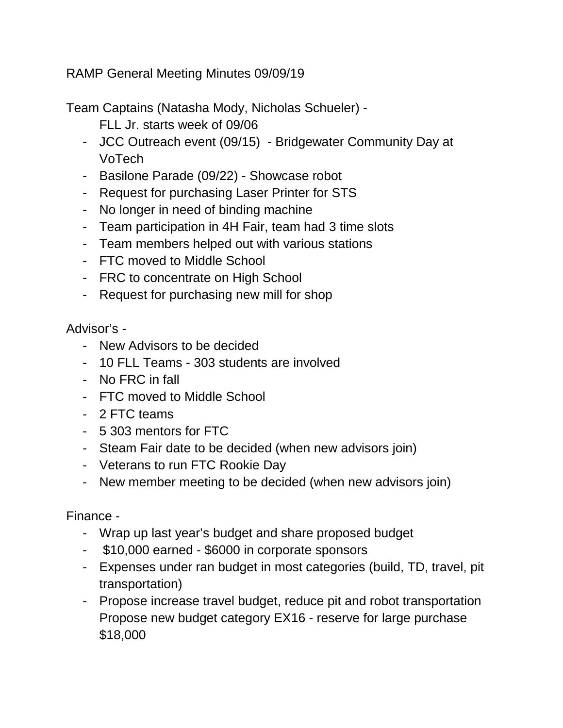RAMP General Meeting Minutes 09/09/19

Team Captains (Natasha Mody, Nicholas Schueler) -

FLL Jr. starts week of 09/06

- JCC Outreach event (09/15) - Bridgewater Community Day at VoTech
- Basilone Parade (09/22) - Showcase robot
- Request for purchasing Laser Printer for STS
- No longer in need of binding machine
- Team participation in 4H Fair, team had 3 time slots
- Team members helped out with various stations
- FTC moved to Middle School
- FRC to concentrate on High School
- Request for purchasing new mill for shop

Advisor's -

- New Advisors to be decided
- 10 FLL Teams - 303 students are involved
- No FRC in fall
- FTC moved to Middle School
- 2 FTC teams
- 5 303 mentors for FTC
- Steam Fair date to be decided (when new advisors join)
- Veterans to run FTC Rookie Day
- New member meeting to be decided (when new advisors join)

Finance -

- Wrap up last year's budget and share proposed budget
- $10,000 earned - $6000 in corporate sponsors
- Expenses under ran budget in most categories (build, TD, travel, pit transportation)
- Propose increase travel budget, reduce pit and robot transportation Propose new budget category EX16 - reserve for large purchase $18,000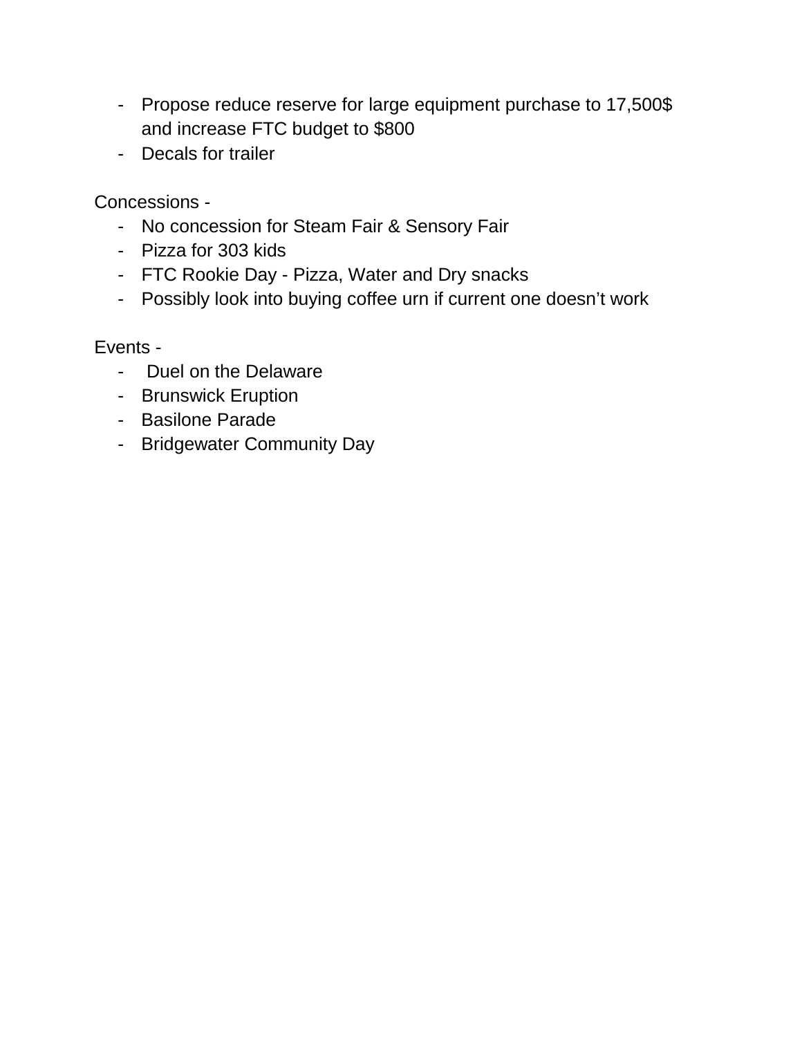- Propose reduce reserve for large equipment purchase to 17,500$ and increase FTC budget to $800
- Decals for trailer

Concessions -

- No concession for Steam Fair & Sensory Fair
- Pizza for 303 kids
- FTC Rookie Day - Pizza, Water and Dry snacks
- Possibly look into buying coffee urn if current one doesn't work

Events -

- Duel on the Delaware
- Brunswick Eruption
- Basilone Parade
- Bridgewater Community Day